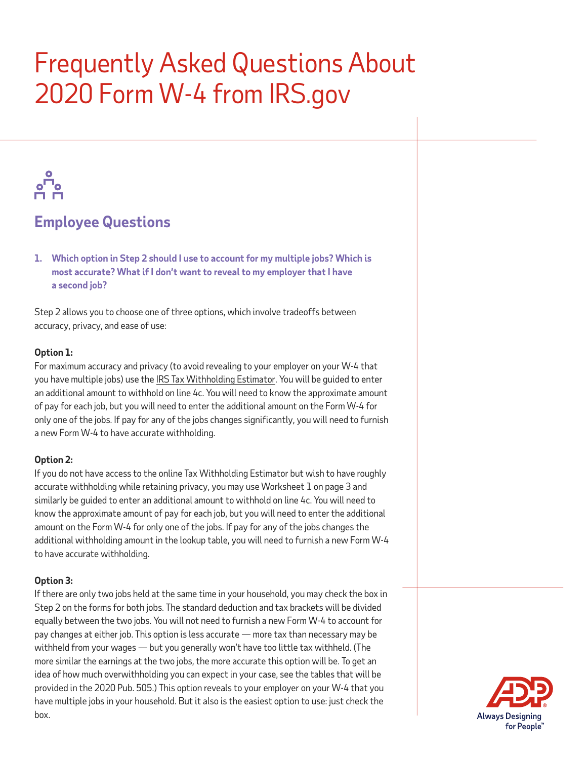# Frequently Asked Questions About 2020 Form W-4 from IRS.gov

## Employee Questions

1. **Which option in Step 2 should I use to account for my multiple jobs? Which is most accurate? What if I don't want to reveal to my employer that I have a second job?**

Step 2 allows you to choose one of three options, which involve tradeoffs between accuracy, privacy, and ease of use:

**Option 1:**
For maximum accuracy and privacy (to avoid revealing to your employer on your W-4 that you have multiple jobs) use the IRS Tax Withholding Estimator. You will be guided to enter an additional amount to withhold on line 4c. You will need to know the approximate amount of pay for each job, but you will need to enter the additional amount on the Form W-4 for only one of the jobs. If pay for any of the jobs changes significantly, you will need to furnish a new Form W-4 to have accurate withholding.

**Option 2:**
If you do not have access to the online Tax Withholding Estimator but wish to have roughly accurate withholding while retaining privacy, you may use Worksheet 1 on page 3 and similarly be guided to enter an additional amount to withhold on line 4c. You will need to know the approximate amount of pay for each job, but you will need to enter the additional amount on the Form W-4 for only one of the jobs. If pay for any of the jobs changes the additional withholding amount in the lookup table, you will need to furnish a new Form W-4 to have accurate withholding.

**Option 3:**
If there are only two jobs held at the same time in your household, you may check the box in Step 2 on the forms for both jobs. The standard deduction and tax brackets will be divided equally between the two jobs. You will not need to furnish a new Form W-4 to account for pay changes at either job. This option is less accurate — more tax than necessary may be withheld from your wages — but you generally won't have too little tax withheld. (The more similar the earnings at the two jobs, the more accurate this option will be. To get an idea of how much overwithholding you can expect in your case, see the tables that will be provided in the 2020 Pub. 505.) This option reveals to your employer on your W-4 that you have multiple jobs in your household. But it also is the easiest option to use: just check the box.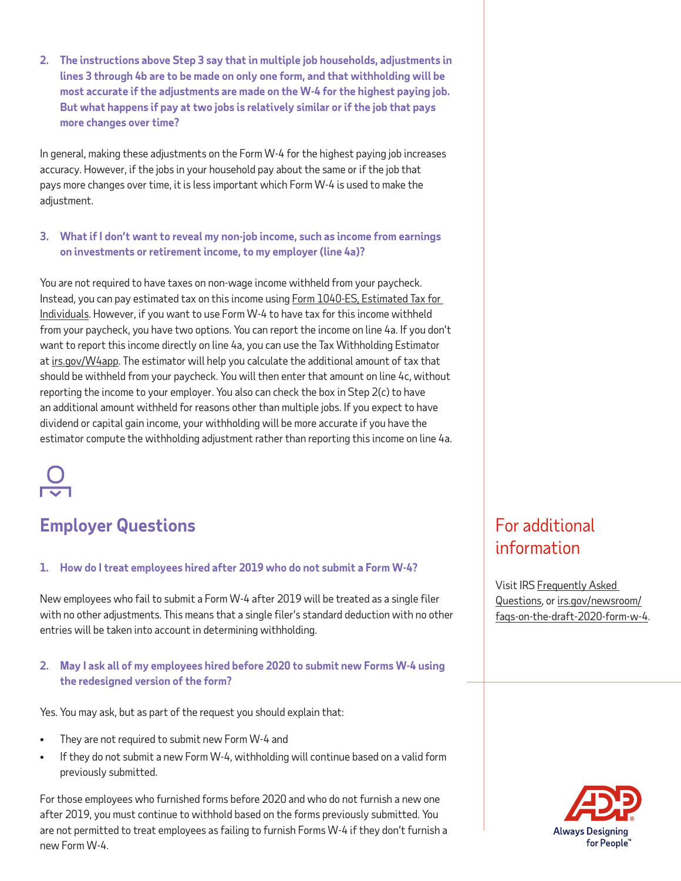**2. The instructions above Step 3 say that in multiple job households, adjustments in lines 3 through 4b are to be made on only one form, and that withholding will be most accurate if the adjustments are made on the W-4 for the highest paying job. But what happens if pay at two jobs is relatively similar or if the job that pays more changes over time?**

In general, making these adjustments on the Form W-4 for the highest paying job increases accuracy. However, if the jobs in your household pay about the same or if the job that pays more changes over time, it is less important which Form W-4 is used to make the adjustment.

**3. What if I don't want to reveal my non-job income, such as income from earnings on investments or retirement income, to my employer (line 4a)?**

You are not required to have taxes on non-wage income withheld from your paycheck. Instead, you can pay estimated tax on this income using Form 1040-ES, Estimated Tax for Individuals. However, if you want to use Form W-4 to have tax for this income withheld from your paycheck, you have two options. You can report the income on line 4a. If you don't want to report this income directly on line 4a, you can use the Tax Withholding Estimator at irs.gov/W4app. The estimator will help you calculate the additional amount of tax that should be withheld from your paycheck. You will then enter that amount on line 4c, without reporting the income to your employer. You also can check the box in Step 2(c) to have an additional amount withheld for reasons other than multiple jobs. If you expect to have dividend or capital gain income, your withholding will be more accurate if you have the estimator compute the withholding adjustment rather than reporting this income on line 4a.

## Employer Questions

**1. How do I treat employees hired after 2019 who do not submit a Form W-4?**

New employees who fail to submit a Form W-4 after 2019 will be treated as a single filer with no other adjustments. This means that a single filer's standard deduction with no other entries will be taken into account in determining withholding.

**2. May I ask all of my employees hired before 2020 to submit new Forms W-4 using the redesigned version of the form?**

Yes. You may ask, but as part of the request you should explain that:

- They are not required to submit new Form W-4 and
- If they do not submit a new Form W-4, withholding will continue based on a valid form previously submitted.

For those employees who furnished forms before 2020 and who do not furnish a new one after 2019, you must continue to withhold based on the forms previously submitted. You are not permitted to treat employees as failing to furnish Forms W-4 if they don't furnish a new Form W-4.

## For additional information

Visit IRS Frequently Asked Questions, or irs.gov/newsroom/faqs-on-the-draft-2020-form-w-4.

ADP Always Designing for People™